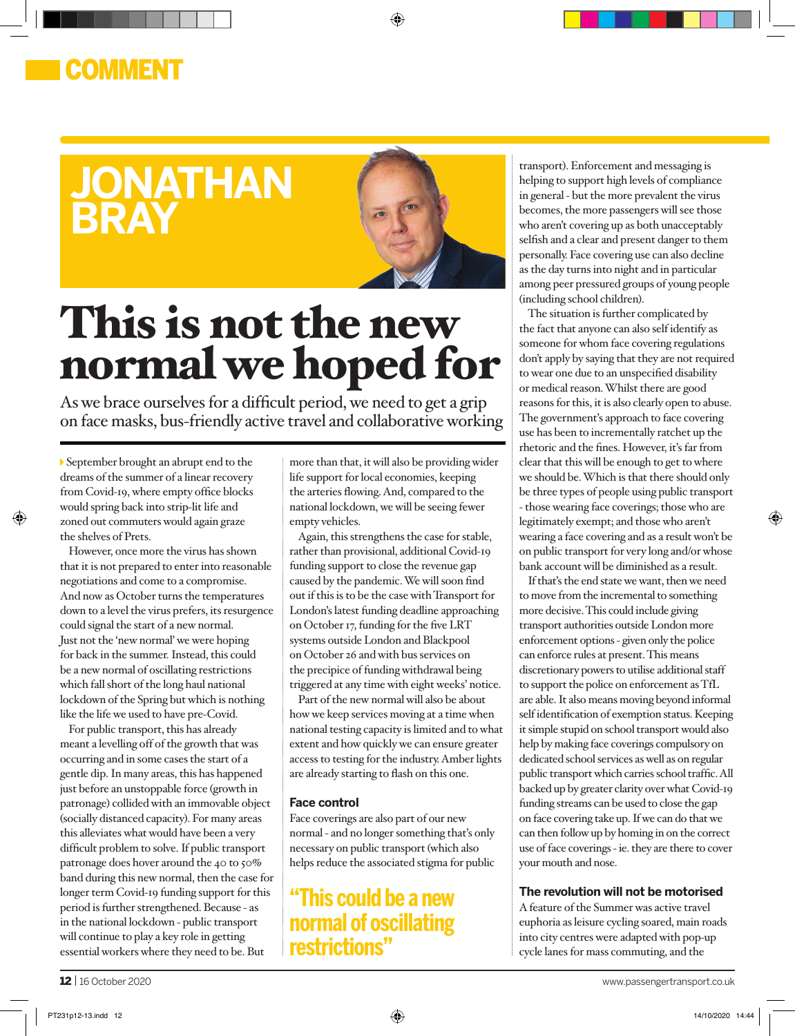COMMENT

# JONATHAN BRAY

# This is not the new normal we hoped for

As we brace ourselves for a difficult period, we need to get a grip on face masks, bus-friendly active travel and collaborative working

September brought an abrupt end to the dreams of the summer of a linear recovery from Covid-19, where empty office blocks would spring back into strip-lit life and zoned out commuters would again graze the shelves of Prets.

However, once more the virus has shown that it is not prepared to enter into reasonable negotiations and come to a compromise. And now as October turns the temperatures down to a level the virus prefers, its resurgence could signal the start of a new normal. Just not the 'new normal' we were hoping for back in the summer. Instead, this could be a new normal of oscillating restrictions which fall short of the long haul national lockdown of the Spring but which is nothing like the life we used to have pre-Covid.

For public transport, this has already meant a levelling off of the growth that was occurring and in some cases the start of a gentle dip. In many areas, this has happened just before an unstoppable force (growth in patronage) collided with an immovable object (socially distanced capacity). For many areas this alleviates what would have been a very difficult problem to solve. If public transport patronage does hover around the 40 to 50% band during this new normal, then the case for longer term Covid-19 funding support for this period is further strengthened. Because - as in the national lockdown - public transport will continue to play a key role in getting essential workers where they need to be. But more than that, it will also be providing wider life support for local economies, keeping the arteries flowing. And, compared to the national lockdown, we will be seeing fewer empty vehicles.

Again, this strengthens the case for stable, rather than provisional, additional Covid-19 funding support to close the revenue gap caused by the pandemic. We will soon find out if this is to be the case with Transport for London's latest funding deadline approaching on October 17, funding for the five LRT systems outside London and Blackpool on October 26 and with bus services on the precipice of funding withdrawal being triggered at any time with eight weeks' notice.

Part of the new normal will also be about how we keep services moving at a time when national testing capacity is limited and to what extent and how quickly we can ensure greater access to testing for the industry. Amber lights are already starting to flash on this one.

## Face control

Face coverings are also part of our new normal - and no longer something that's only necessary on public transport (which also helps reduce the associated stigma for public transport). Enforcement and messaging is helping to support high levels of compliance in general - but the more prevalent the virus becomes, the more passengers will see those who aren't covering up as both unacceptably selfish and a clear and present danger to them personally. Face covering use can also decline as the day turns into night and in particular among peer pressured groups of young people (including school children).

> "This could be a new normal of oscillating restrictions"

The situation is further complicated by the fact that anyone can also self identify as someone for whom face covering regulations don't apply by saying that they are not required to wear one due to an unspecified disability or medical reason. Whilst there are good reasons for this, it is also clearly open to abuse. The government's approach to face covering use has been to incrementally ratchet up the rhetoric and the fines. However, it's far from clear that this will be enough to get to where we should be. Which is that there should only be three types of people using public transport - those wearing face coverings; those who are legitimately exempt; and those who aren't wearing a face covering and as a result won't be on public transport for very long and/or whose bank account will be diminished as a result.

If that's the end state we want, then we need to move from the incremental to something more decisive. This could include giving transport authorities outside London more enforcement options - given only the police can enforce rules at present. This means discretionary powers to utilise additional staff to support the police on enforcement as TfL are able. It also means moving beyond informal self identification of exemption status. Keeping it simple stupid on school transport would also help by making face coverings compulsory on dedicated school services as well as on regular public transport which carries school traffic. All backed up by greater clarity over what Covid-19 funding streams can be used to close the gap on face covering take up. If we can do that we can then follow up by homing in on the correct use of face coverings - ie. they are there to cover your mouth and nose.

## The revolution will not be motorised

A feature of the Summer was active travel euphoria as leisure cycling soared, main roads into city centres were adapted with pop-up cycle lanes for mass commuting, and the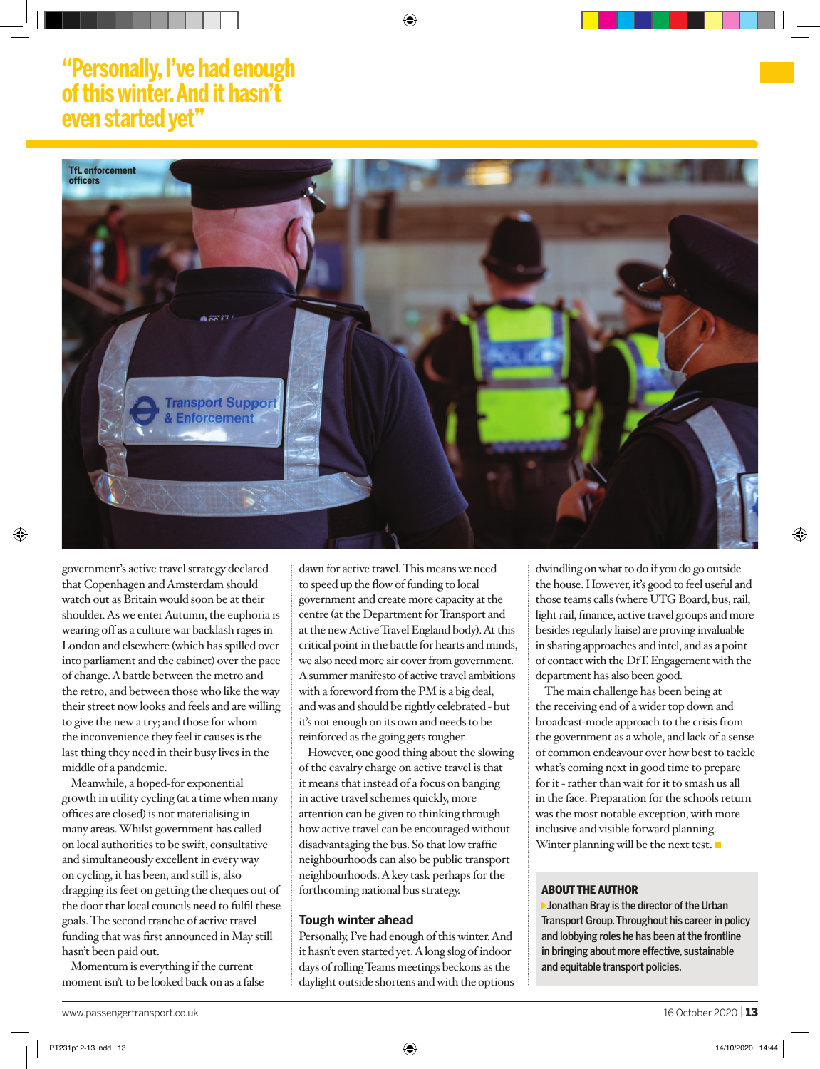“Personally, I’ve had enough of this winter. And it hasn’t even started yet”

TfL enforcement officers

government’s active travel strategy declared that Copenhagen and Amsterdam should watch out as Britain would soon be at their shoulder. As we enter Autumn, the euphoria is wearing off as a culture war backlash rages in London and elsewhere (which has spilled over into parliament and the cabinet) over the pace of change. A battle between the metro and the retro, and between those who like the way their street now looks and feels and are willing to give the new a try; and those for whom the inconvenience they feel it causes is the last thing they need in their busy lives in the middle of a pandemic.

Meanwhile, a hoped-for exponential growth in utility cycling (at a time when many offices are closed) is not materialising in many areas. Whilst government has called on local authorities to be swift, consultative and simultaneously excellent in every way on cycling, it has been, and still is, also dragging its feet on getting the cheques out of the door that local councils need to fulfil these goals. The second tranche of active travel funding that was first announced in May still hasn’t been paid out.

Momentum is everything if the current moment isn’t to be looked back on as a false dawn for active travel. This means we need to speed up the flow of funding to local government and create more capacity at the centre (at the Department for Transport and at the new Active Travel England body). At this critical point in the battle for hearts and minds, we also need more air cover from government. A summer manifesto of active travel ambitions with a foreword from the PM is a big deal, and was and should be rightly celebrated - but it’s not enough on its own and needs to be reinforced as the going gets tougher.

However, one good thing about the slowing of the cavalry charge on active travel is that it means that instead of a focus on banging in active travel schemes quickly, more attention can be given to thinking through how active travel can be encouraged without disadvantaging the bus. So that low traffic neighbourhoods can also be public transport neighbourhoods. A key task perhaps for the forthcoming national bus strategy.

## Tough winter ahead

Personally, I’ve had enough of this winter. And it hasn’t even started yet. A long slog of indoor days of rolling Teams meetings beckons as the daylight outside shortens and with the options dwindling on what to do if you do go outside the house. However, it’s good to feel useful and those teams calls (where UTG Board, bus, rail, light rail, finance, active travel groups and more besides regularly liaise) are proving invaluable in sharing approaches and intel, and as a point of contact with the DfT. Engagement with the department has also been good.

The main challenge has been being at the receiving end of a wider top down and broadcast-mode approach to the crisis from the government as a whole, and lack of a sense of common endeavour over how best to tackle what’s coming next in good time to prepare for it - rather than wait for it to smash us all in the face. Preparation for the schools return was the most notable exception, with more inclusive and visible forward planning. Winter planning will be the next test.

**ABOUT THE AUTHOR**

Jonathan Bray is the director of the Urban Transport Group. Throughout his career in policy and lobbying roles he has been at the frontline in bringing about more effective, sustainable and equitable transport policies.